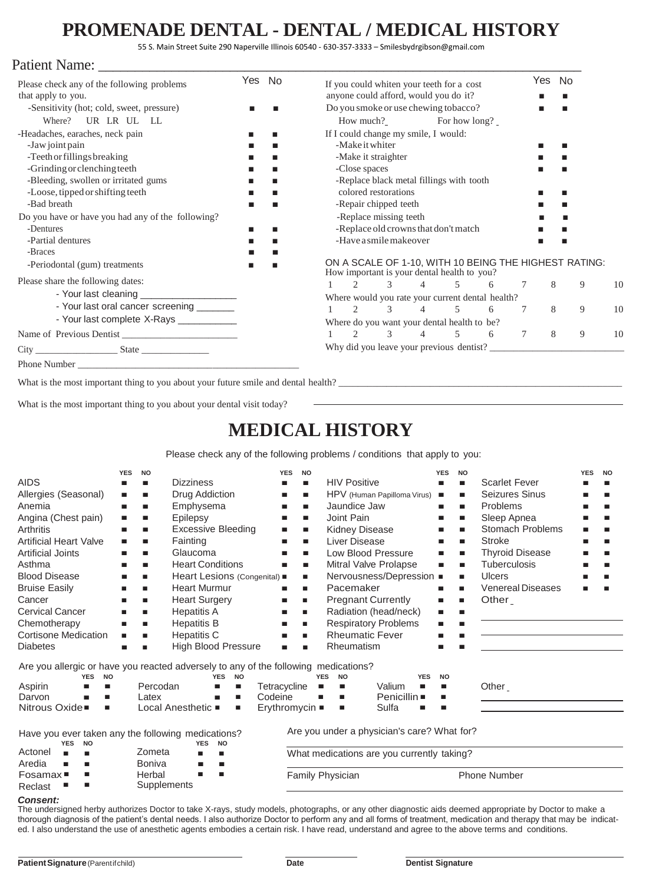# PROMENADE DENTAL - DENTAL / MEDICAL HISTORY

55 S. Main Street Suite 290 Naperville Illinois 60540 - 630-357-3333 – Smilesbydrgibson@gmail.com

Patient Name: ____________________________________________

| Please check any of the following problems that apply to you. | Yes | No |
|---|---|---|
| -Sensitivity (hot; cold, sweet, pressure) | ■ | ■ |
| Where? UR LR UL LL | | |
| -Headaches, earaches, neck pain | ■ | ■ |
| -Jaw joint pain | ■ | ■ |
| -Teeth or fillings breaking | ■ | ■ |
| -Grinding or clenching teeth | ■ | ■ |
| -Bleeding, swollen or irritated gums | ■ | ■ |
| -Loose, tipped or shifting teeth | ■ | ■ |
| -Bad breath | ■ | ■ |
| **Do you have or have you had any of the following?** | | |
| -Dentures | ■ | ■ |
| -Partial dentures | ■ | ■ |
| -Braces | ■ | ■ |
| -Periodontal (gum) treatments | ■ | ■ |

Please share the following dates:

- Your last cleaning __________________
- Your last oral cancer screening _______
- Your last complete X-Rays ___________

Name of Previous Dentist ________________________

City _________________ State ______________

Phone Number ____________________________________________

| | Yes | No |
|---|---|---|
| If you could whiten your teeth for a cost anyone could afford, would you do it? | ■ | ■ |
| Do you smoke or use chewing tobacco? | ■ | ■ |
| How much? For how long? | | |
| **If I could change my smile, I would:** | | |
| -Make it whiter | ■ | ■ |
| -Make it straighter | ■ | ■ |
| -Close spaces | ■ | ■ |
| -Replace black metal fillings with tooth colored restorations | ■ | ■ |
| -Repair chipped teeth | ■ | ■ |
| -Replace missing teeth | ■ | ■ |
| -Replace old crowns that don't match | ■ | ■ |
| -Have a smile makeover | ■ | ■ |

ON A SCALE OF 1-10, WITH 10 BEING THE HIGHEST RATING:

How important is your dental health to you?
1 2 3 4 5 6 7 8 9 10

Where would you rate your current dental health?
1 2 3 4 5 6 7 8 9 10

Where do you want your dental health to be?
1 2 3 4 5 6 7 8 9 10

Why did you leave your previous dentist? ____________________________

What is the most important thing to you about your future smile and dental health? ____________________________

What is the most important thing to you about your dental visit today? ____________________________

# MEDICAL HISTORY

Please check any of the following problems / conditions that apply to you:

| | YES | NO | | YES | NO | | YES | NO | | YES | NO |
|---|---|---|---|---|---|---|---|---|---|---|---|
| AIDS | ■ | ■ | Dizziness | ■ | ■ | HIV Positive | ■ | ■ | Scarlet Fever | ■ | ■ |
| Allergies (Seasonal) | ■ | ■ | Drug Addiction | ■ | ■ | HPV (Human Papilloma Virus) | ■ | ■ | Seizures Sinus | ■ | ■ |
| Anemia | ■ | ■ | Emphysema | ■ | ■ | Jaundice Jaw | ■ | ■ | Problems | ■ | ■ |
| Angina (Chest pain) | ■ | ■ | Epilepsy | ■ | ■ | Joint Pain | ■ | ■ | Sleep Apnea | ■ | ■ |
| Arthritis | ■ | ■ | Excessive Bleeding | ■ | ■ | Kidney Disease | ■ | ■ | Stomach Problems | ■ | ■ |
| Artificial Heart Valve | ■ | ■ | Fainting | ■ | ■ | Liver Disease | ■ | ■ | Stroke | ■ | ■ |
| Artificial Joints | ■ | ■ | Glaucoma | ■ | ■ | Low Blood Pressure | ■ | ■ | Thyroid Disease | ■ | ■ |
| Asthma | ■ | ■ | Heart Conditions | ■ | ■ | Mitral Valve Prolapse | ■ | ■ | Tuberculosis | ■ | ■ |
| Blood Disease | ■ | ■ | Heart Lesions (Congenital) | ■ | ■ | Nervousness/Depression | ■ | ■ | Ulcers | ■ | ■ |
| Bruise Easily | ■ | ■ | Heart Murmur | ■ | ■ | Pacemaker | ■ | ■ | Venereal Diseases | ■ | ■ |
| Cancer | ■ | ■ | Heart Surgery | ■ | ■ | Pregnant Currently | ■ | ■ | Other | | |
| Cervical Cancer | ■ | ■ | Hepatitis A | ■ | ■ | Radiation (head/neck) | ■ | ■ | | | |
| Chemotherapy | ■ | ■ | Hepatitis B | ■ | ■ | Respiratory Problems | ■ | ■ | | | |
| Cortisone Medication | ■ | ■ | Hepatitis C | ■ | ■ | Rheumatic Fever | ■ | ■ | | | |
| Diabetes | ■ | ■ | High Blood Pressure | ■ | ■ | Rheumatism | ■ | ■ | | | |

Are you allergic or have you reacted adversely to any of the following medications?

| | YES | NO | | YES | NO | | YES | NO | | YES | NO | |
|---|---|---|---|---|---|---|---|---|---|---|---|---|
| Aspirin | ■ | ■ | Percodan | ■ | ■ | Tetracycline | ■ | ■ | Valium | ■ | ■ | Other |
| Darvon | ■ | ■ | Latex | ■ | ■ | Codeine | ■ | ■ | Penicillin | ■ | ■ | |
| Nitrous Oxide | ■ | ■ | Local Anesthetic | ■ | ■ | Erythromycin | ■ | ■ | Sulfa | ■ | ■ | |

Have you ever taken any the following medications?

| | YES | NO | | YES | NO |
|---|---|---|---|---|---|
| Actonel | ■ | ■ | Zometa | ■ | ■ |
| Aredia | ■ | ■ | Boniva | ■ | ■ |
| Fosamax | ■ | ■ | Herbal Supplements | ■ | ■ |
| Reclast | ■ | ■ | | | |

Are you under a physician's care? What for? ____________________________

What medications are you currently taking? ____________________________

Family Physician ____________________ Phone Number ____________________

***Consent:***

The undersigned herby authorizes Doctor to take X-rays, study models, photographs, or any other diagnostic aids deemed appropriate by Doctor to make a thorough diagnosis of the patient's dental needs. I also authorize Doctor to perform any and all forms of treatment, medication and therapy that may be indicated. I also understand the use of anesthetic agents embodies a certain risk. I have read, understand and agree to the above terms and conditions.

____________________________ ____________ ____________________________

**Patient Signature** (Parent if child) **Date** **Dentist Signature**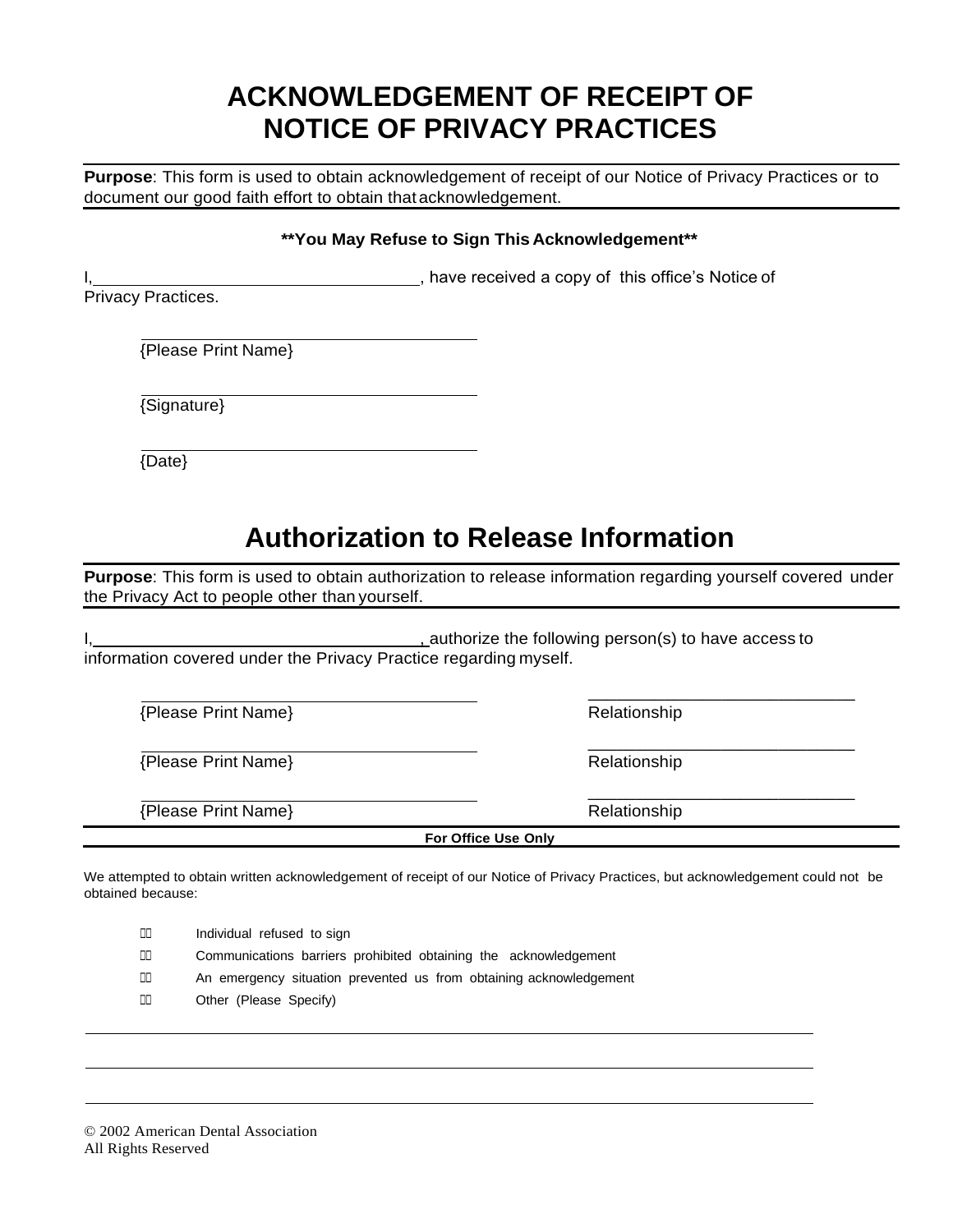# ACKNOWLEDGEMENT OF RECEIPT OF NOTICE OF PRIVACY PRACTICES

**Purpose**: This form is used to obtain acknowledgement of receipt of our Notice of Privacy Practices or to document our good faith effort to obtain that acknowledgement.

**\*\*You May Refuse to Sign This Acknowledgement\*\***

I, ___________________________________, have received a copy of this office's Notice of Privacy Practices.

___________________________________
{Please Print Name}

___________________________________
{Signature}

___________________________________
{Date}

# Authorization to Release Information

**Purpose**: This form is used to obtain authorization to release information regarding yourself covered under the Privacy Act to people other than yourself.

I, ___________________________________, authorize the following person(s) to have access to information covered under the Privacy Practice regarding myself.

___________________________________ ___________________________
{Please Print Name} Relationship

___________________________________ ___________________________
{Please Print Name} Relationship

___________________________________ ___________________________
{Please Print Name} Relationship

**For Office Use Only**

We attempted to obtain written acknowledgement of receipt of our Notice of Privacy Practices, but acknowledgement could not be obtained because:

- ☐ Individual refused to sign
- ☐ Communications barriers prohibited obtaining the acknowledgement
- ☐ An emergency situation prevented us from obtaining acknowledgement
- ☐ Other (Please Specify)

_______________________________________________________________________________

_______________________________________________________________________________

_______________________________________________________________________________

© 2002 American Dental Association
All Rights Reserved